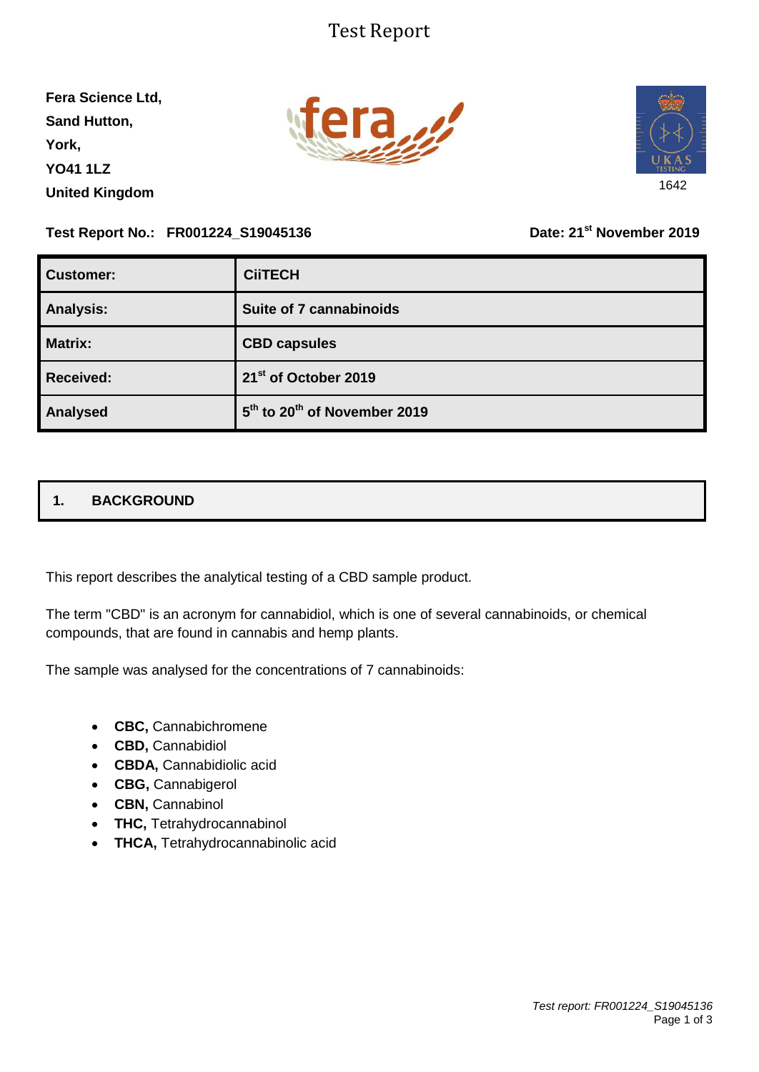# Test Report

**Fera Science Ltd,**
**Sand Hutton,**
**York,**
**YO41 1LZ**
**United Kingdom**

1642

**Test Report No.: FR001224_S19045136** **Date: 21st November 2019**

| | |
|---|---|
| **Customer:** | **CiiTECH** |
| **Analysis:** | **Suite of 7 cannabinoids** |
| **Matrix:** | **CBD capsules** |
| **Received:** | **21st of October 2019** |
| **Analysed** | **5th to 20th of November 2019** |

## 1. BACKGROUND

This report describes the analytical testing of a CBD sample product.

The term "CBD" is an acronym for cannabidiol, which is one of several cannabinoids, or chemical compounds, that are found in cannabis and hemp plants.

The sample was analysed for the concentrations of 7 cannabinoids:

- **CBC,** Cannabichromene
- **CBD,** Cannabidiol
- **CBDA,** Cannabidiolic acid
- **CBG,** Cannabigerol
- **CBN,** Cannabinol
- **THC,** Tetrahydrocannabinol
- **THCA,** Tetrahydrocannabinolic acid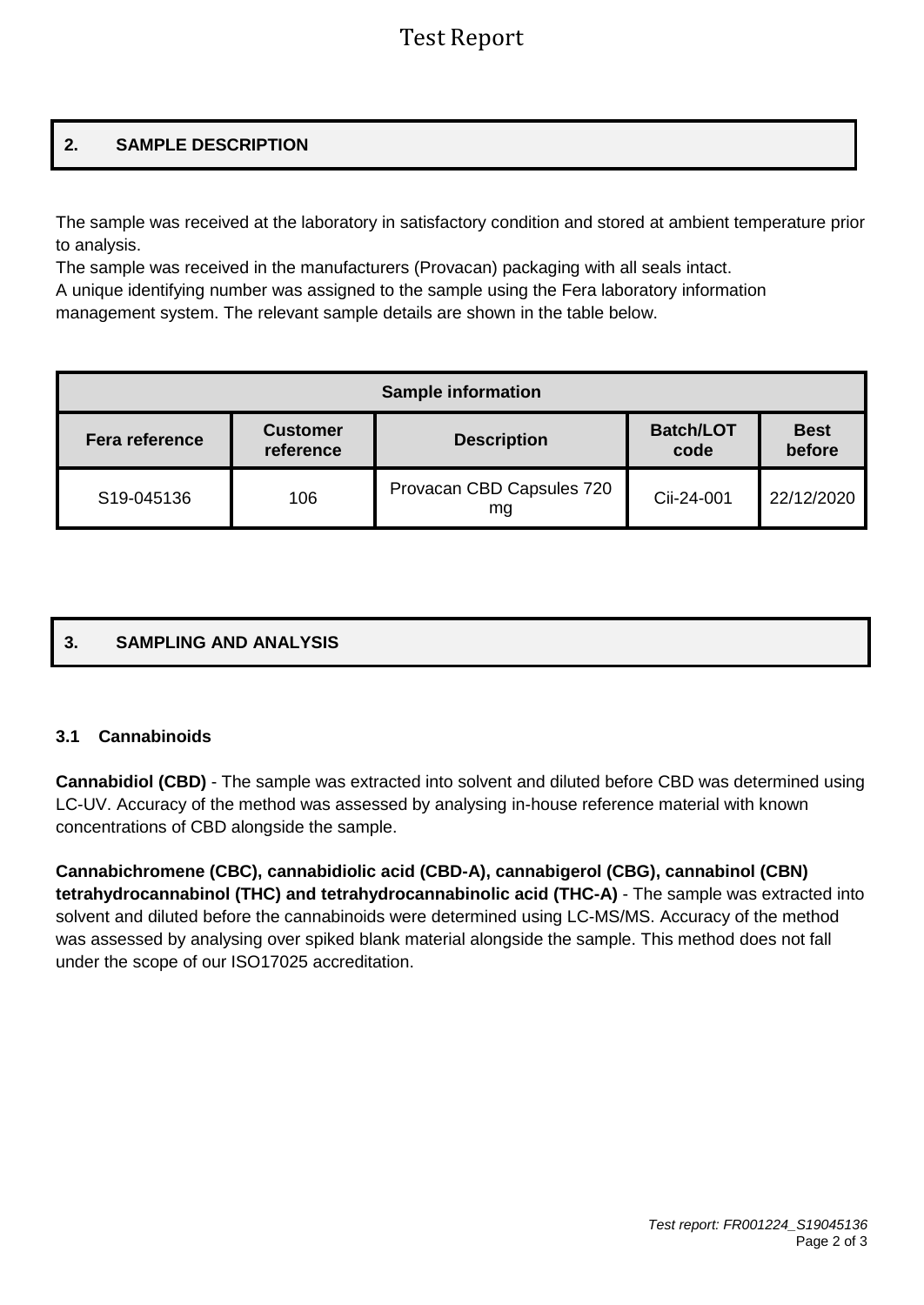## 2. SAMPLE DESCRIPTION

The sample was received at the laboratory in satisfactory condition and stored at ambient temperature prior to analysis.
The sample was received in the manufacturers (Provacan) packaging with all seals intact.
A unique identifying number was assigned to the sample using the Fera laboratory information management system. The relevant sample details are shown in the table below.

| Sample information | | | | |
|---|---|---|---|---|
| **Fera reference** | **Customer reference** | **Description** | **Batch/LOT code** | **Best before** |
| S19-045136 | 106 | Provacan CBD Capsules 720 mg | Cii-24-001 | 22/12/2020 |

## 3. SAMPLING AND ANALYSIS

### 3.1 Cannabinoids

**Cannabidiol (CBD)** - The sample was extracted into solvent and diluted before CBD was determined using LC-UV. Accuracy of the method was assessed by analysing in-house reference material with known concentrations of CBD alongside the sample.

**Cannabichromene (CBC), cannabidiolic acid (CBD-A), cannabigerol (CBG), cannabinol (CBN) tetrahydrocannabinol (THC) and tetrahydrocannabinolic acid (THC-A)** - The sample was extracted into solvent and diluted before the cannabinoids were determined using LC-MS/MS. Accuracy of the method was assessed by analysing over spiked blank material alongside the sample. This method does not fall under the scope of our ISO17025 accreditation.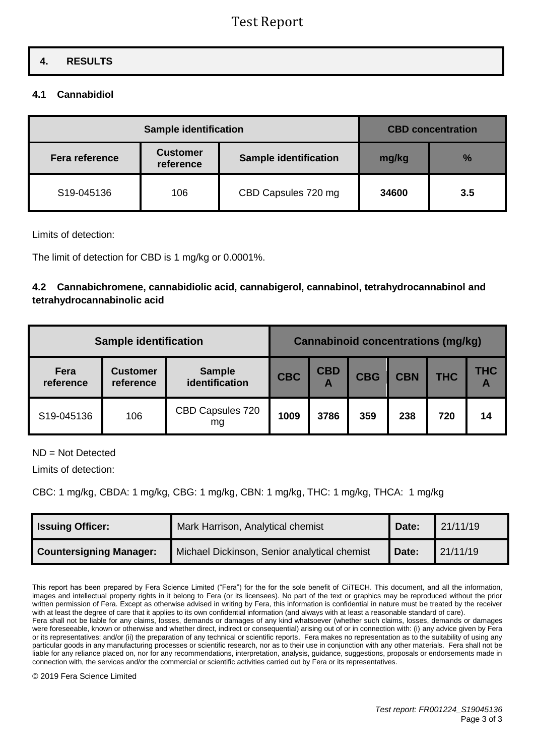# Test Report

## 4. RESULTS

### 4.1 Cannabidiol

| Sample identification | | | CBD concentration | |
|---|---|---|---|---|
| Fera reference | Customer reference | Sample identification | mg/kg | % |
| S19-045136 | 106 | CBD Capsules 720 mg | **34600** | **3.5** |

Limits of detection:

The limit of detection for CBD is 1 mg/kg or 0.0001%.

### 4.2 Cannabichromene, cannabidiolic acid, cannabigerol, cannabinol, tetrahydrocannabinol and tetrahydrocannabinolic acid

| Sample identification | | | Cannabinoid concentrations (mg/kg) | | | | | |
|---|---|---|---|---|---|---|---|---|
| Fera reference | Customer reference | Sample identification | CBC | CBDA | CBG | CBN | THC | THCA |
| S19-045136 | 106 | CBD Capsules 720 mg | **1009** | **3786** | **359** | **238** | **720** | **14** |

ND = Not Detected

Limits of detection:

CBC: 1 mg/kg, CBDA: 1 mg/kg, CBG: 1 mg/kg, CBN: 1 mg/kg, THC: 1 mg/kg, THCA: 1 mg/kg

| | | | |
|---|---|---|---|
| **Issuing Officer:** | Mark Harrison, Analytical chemist | **Date:** | 21/11/19 |
| **Countersigning Manager:** | Michael Dickinson, Senior analytical chemist | **Date:** | 21/11/19 |

This report has been prepared by Fera Science Limited ("Fera") for the for the sole benefit of CiiTECH. This document, and all the information, images and intellectual property rights in it belong to Fera (or its licensees). No part of the text or graphics may be reproduced without the prior written permission of Fera. Except as otherwise advised in writing by Fera, this information is confidential in nature must be treated by the receiver with at least the degree of care that it applies to its own confidential information (and always with at least a reasonable standard of care).
Fera shall not be liable for any claims, losses, demands or damages of any kind whatsoever (whether such claims, losses, demands or damages were foreseeable, known or otherwise and whether direct, indirect or consequential) arising out of or in connection with: (i) any advice given by Fera or its representatives; and/or (ii) the preparation of any technical or scientific reports. Fera makes no representation as to the suitability of using any particular goods in any manufacturing processes or scientific research, nor as to their use in conjunction with any other materials. Fera shall not be liable for any reliance placed on, nor for any recommendations, interpretation, analysis, guidance, suggestions, proposals or endorsements made in connection with, the services and/or the commercial or scientific activities carried out by Fera or its representatives.

© 2019 Fera Science Limited

*Test report: FR001224_S19045136*